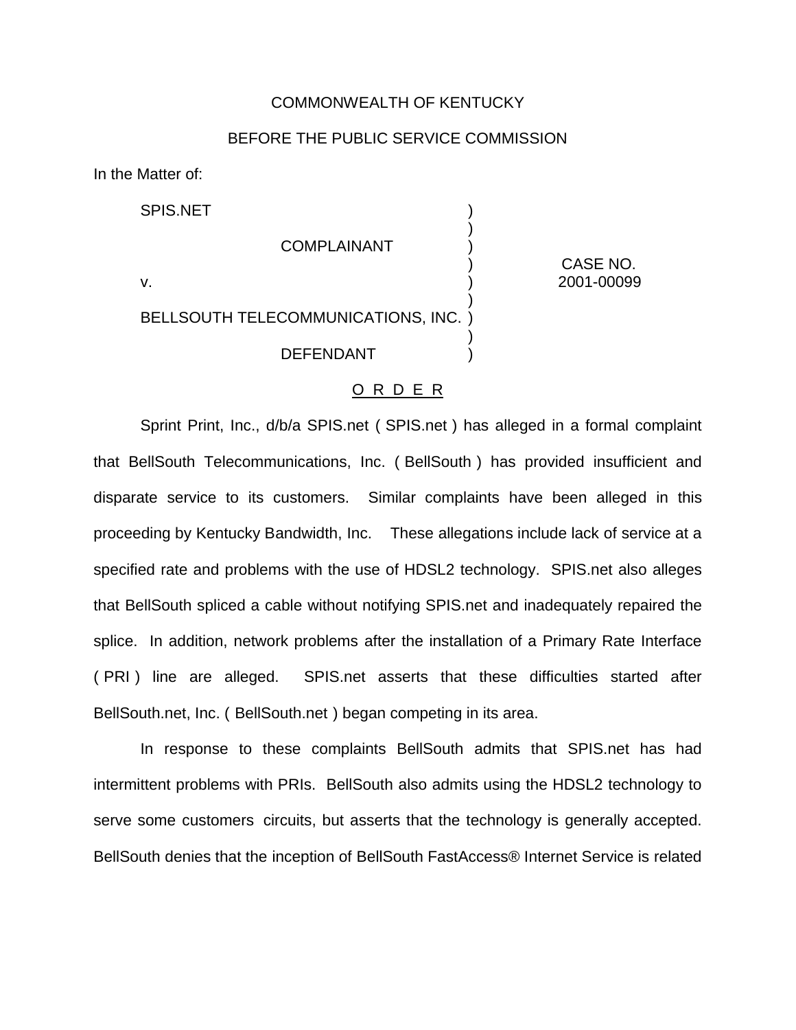COMMONWEALTH OF KENTUCKY

BEFORE THE PUBLIC SERVICE COMMISSION

In the Matter of:

| | | |
|---|---|---|
| SPIS.NET<br><br>COMPLAINANT<br><br>v.<br><br>BELLSOUTH TELECOMMUNICATIONS, INC.<br><br>DEFENDANT | ) | CASE NO. 2001-00099 |

O R D E R

Sprint Print, Inc., d/b/a SPIS.net ( SPIS.net ) has alleged in a formal complaint that BellSouth Telecommunications, Inc. ( BellSouth ) has provided insufficient and disparate service to its customers. Similar complaints have been alleged in this proceeding by Kentucky Bandwidth, Inc. These allegations include lack of service at a specified rate and problems with the use of HDSL2 technology. SPIS.net also alleges that BellSouth spliced a cable without notifying SPIS.net and inadequately repaired the splice. In addition, network problems after the installation of a Primary Rate Interface ( PRI ) line are alleged. SPIS.net asserts that these difficulties started after BellSouth.net, Inc. ( BellSouth.net ) began competing in its area.

In response to these complaints BellSouth admits that SPIS.net has had intermittent problems with PRIs. BellSouth also admits using the HDSL2 technology to serve some customers circuits, but asserts that the technology is generally accepted. BellSouth denies that the inception of BellSouth FastAccess® Internet Service is related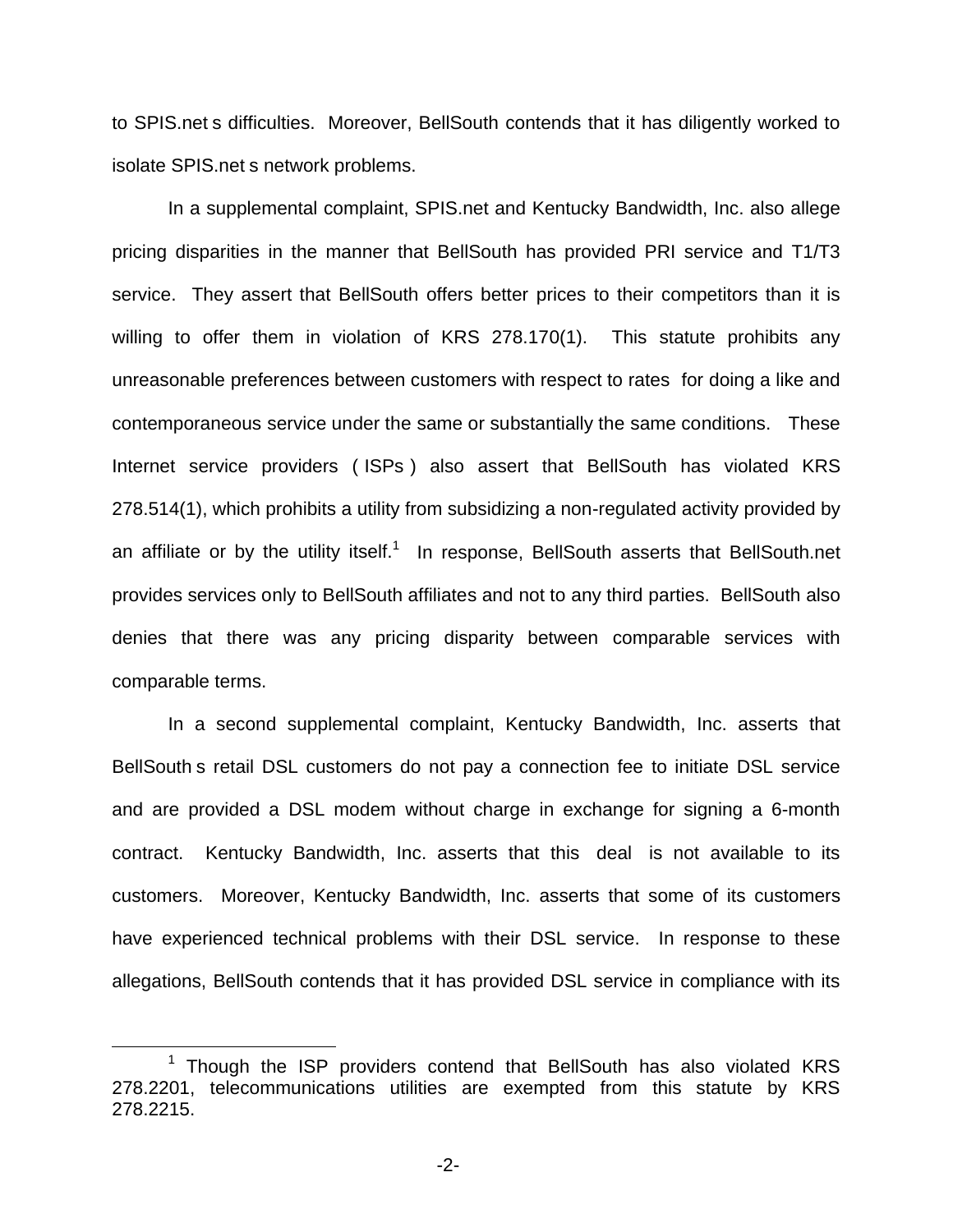to SPIS.net s difficulties. Moreover, BellSouth contends that it has diligently worked to isolate SPIS.net s network problems.

In a supplemental complaint, SPIS.net and Kentucky Bandwidth, Inc. also allege pricing disparities in the manner that BellSouth has provided PRI service and T1/T3 service. They assert that BellSouth offers better prices to their competitors than it is willing to offer them in violation of KRS 278.170(1). This statute prohibits any unreasonable preferences between customers with respect to rates for doing a like and contemporaneous service under the same or substantially the same conditions. These Internet service providers ( ISPs ) also assert that BellSouth has violated KRS 278.514(1), which prohibits a utility from subsidizing a non-regulated activity provided by an affiliate or by the utility itself.[1] In response, BellSouth asserts that BellSouth.net provides services only to BellSouth affiliates and not to any third parties. BellSouth also denies that there was any pricing disparity between comparable services with comparable terms.

In a second supplemental complaint, Kentucky Bandwidth, Inc. asserts that BellSouth s retail DSL customers do not pay a connection fee to initiate DSL service and are provided a DSL modem without charge in exchange for signing a 6-month contract. Kentucky Bandwidth, Inc. asserts that this deal is not available to its customers. Moreover, Kentucky Bandwidth, Inc. asserts that some of its customers have experienced technical problems with their DSL service. In response to these allegations, BellSouth contends that it has provided DSL service in compliance with its

[1] Though the ISP providers contend that BellSouth has also violated KRS 278.2201, telecommunications utilities are exempted from this statute by KRS 278.2215.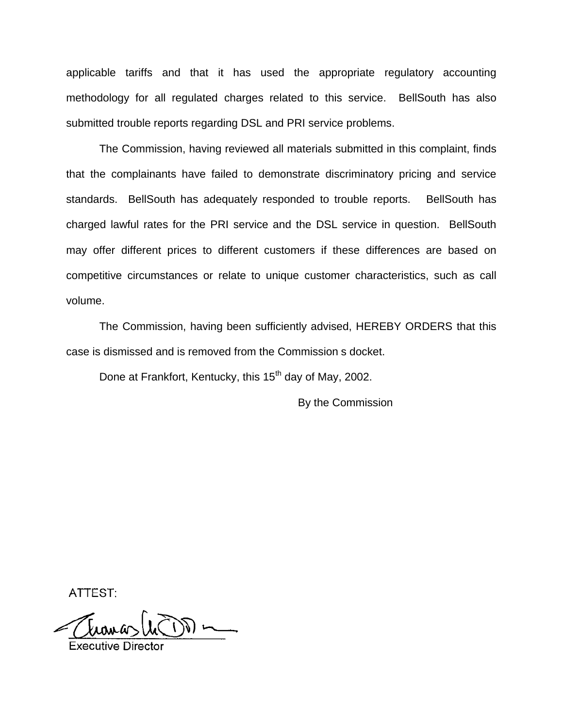applicable tariffs and that it has used the appropriate regulatory accounting methodology for all regulated charges related to this service. BellSouth has also submitted trouble reports regarding DSL and PRI service problems.

The Commission, having reviewed all materials submitted in this complaint, finds that the complainants have failed to demonstrate discriminatory pricing and service standards. BellSouth has adequately responded to trouble reports. BellSouth has charged lawful rates for the PRI service and the DSL service in question. BellSouth may offer different prices to different customers if these differences are based on competitive circumstances or relate to unique customer characteristics, such as call volume.

The Commission, having been sufficiently advised, HEREBY ORDERS that this case is dismissed and is removed from the Commission s docket.

Done at Frankfort, Kentucky, this 15th day of May, 2002.

By the Commission

ATTEST:

Executive Director